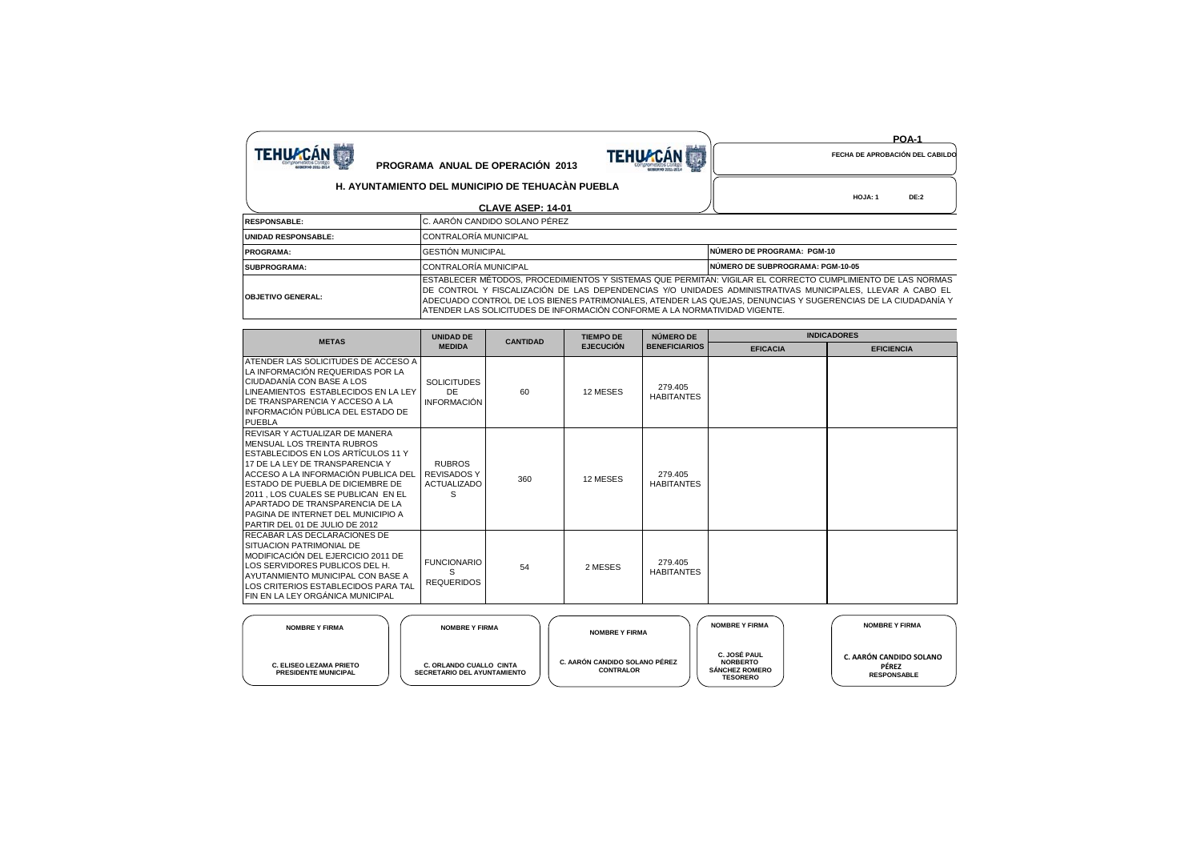# PROGRAMA ANUAL DE OPERACIÓN 2013

**POA-1**

**FECHA DE APROBACIÓN DEL CABILDO**

## H. AYUNTAMIENTO DEL MUNICIPIO DE TEHUACÀN PUEBLA

**CLAVE ASEP: 14-01**

**HOJA: 1 DE:2**

| | | |
|---|---|---|
| **RESPONSABLE:** | C. AARÓN CANDIDO SOLANO PÉREZ | |
| **UNIDAD RESPONSABLE:** | CONTRALORÍA MUNICIPAL | |
| **PROGRAMA:** | GESTIÓN MUNICIPAL | **NÚMERO DE PROGRAMA: PGM-10** |
| **SUBPROGRAMA:** | CONTRALORÍA MUNICIPAL | **NÚMERO DE SUBPROGRAMA: PGM-10-05** |
| **OBJETIVO GENERAL:** | ESTABLECER MÉTODOS, PROCEDIMIENTOS Y SISTEMAS QUE PERMITAN: VIGILAR EL CORRECTO CUMPLIMIENTO DE LAS NORMAS DE CONTROL Y FISCALIZACIÓN DE LAS DEPENDENCIAS Y/O UNIDADES ADMINISTRATIVAS MUNICIPALES, LLEVAR A CABO EL ADECUADO CONTROL DE LOS BIENES PATRIMONIALES, ATENDER LAS QUEJAS, DENUNCIAS Y SUGERENCIAS DE LA CIUDADANÍA Y ATENDER LAS SOLICITUDES DE INFORMACIÓN CONFORME A LA NORMATIVIDAD VIGENTE. | |

| METAS | UNIDAD DE MEDIDA | CANTIDAD | TIEMPO DE EJECUCIÓN | NÚMERO DE BENEFICIARIOS | INDICADORES | |
|---|---|---|---|---|---|---|
| | | | | | EFICACIA | EFICIENCIA |
| ATENDER LAS SOLICITUDES DE ACCESO A LA INFORMACIÓN REQUERIDAS POR LA CIUDADANÍA CON BASE A LOS LINEAMIENTOS ESTABLECIDOS EN LA LEY DE TRANSPARENCIA Y ACCESO A LA INFORMACIÓN PÚBLICA DEL ESTADO DE PUEBLA | SOLICITUDES DE INFORMACIÓN | 60 | 12 MESES | 279.405 HABITANTES | | |
| REVISAR Y ACTUALIZAR DE MANERA MENSUAL LOS TREINTA RUBROS ESTABLECIDOS EN LOS ARTÍCULOS 11 Y 17 DE LA LEY DE TRANSPARENCIA Y ACCESO A LA INFORMACIÓN PUBLICA DEL ESTADO DE PUEBLA DE DICIEMBRE DE 2011 , LOS CUALES SE PUBLICAN EN EL APARTADO DE TRANSPARENCIA DE LA PAGINA DE INTERNET DEL MUNICIPIO A PARTIR DEL 01 DE JULIO DE 2012 | RUBROS REVISADOS Y ACTUALIZADOS | 360 | 12 MESES | 279.405 HABITANTES | | |
| RECABAR LAS DECLARACIONES DE SITUACION PATRIMONIAL DE MODIFICACIÓN DEL EJERCICIO 2011 DE LOS SERVIDORES PUBLICOS DEL H. AYUTANMIENTO MUNICIPAL CON BASE A LOS CRITERIOS ESTABLECIDOS PARA TAL FIN EN LA LEY ORGÁNICA MUNICIPAL | FUNCIONARIOS REQUERIDOS | 54 | 2 MESES | 279.405 HABITANTES | | |

| NOMBRE Y FIRMA | NOMBRE Y FIRMA | NOMBRE Y FIRMA | NOMBRE Y FIRMA | NOMBRE Y FIRMA |
|---|---|---|---|---|
| C. ELISEO LEZAMA PRIETO<br>PRESIDENTE MUNICIPAL | C. ORLANDO CUALLO CINTA<br>SECRETARIO DEL AYUNTAMIENTO | C. AARÓN CANDIDO SOLANO PÉREZ<br>CONTRALOR | C. JOSÉ PAUL NORBERTO SÁNCHEZ ROMERO<br>TESORERO | C. AARÓN CANDIDO SOLANO PÉREZ<br>RESPONSABLE |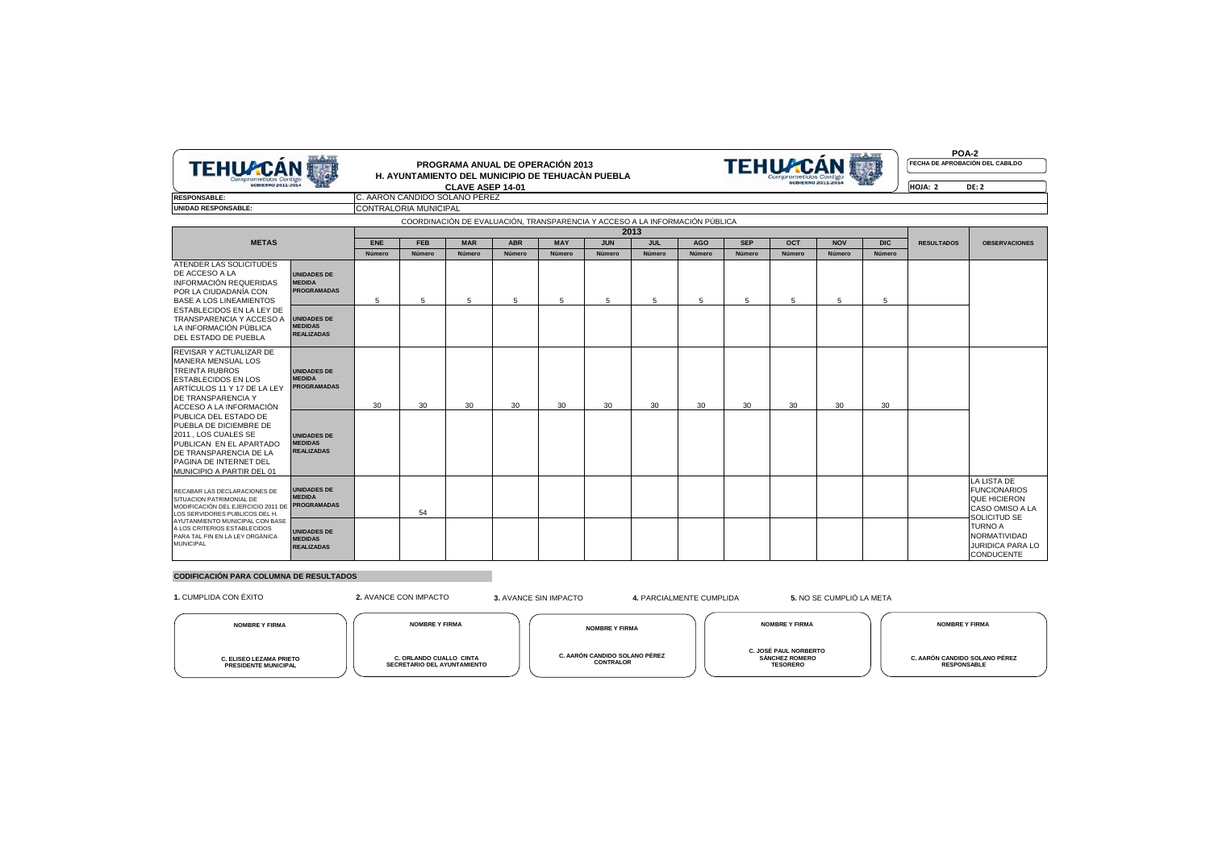**PROGRAMA ANUAL DE OPERACIÓN 2013**
**H. AYUNTAMIENTO DEL MUNICIPIO DE TEHUACÀN PUEBLA**
**CLAVE ASEP 14-01**

**POA-2**

**FECHA DE APROBACIÓN DEL CABILDO**

**HOJA: 2 DE: 2**

**RESPONSABLE:** C. AARÓN CANDIDO SOLANO PÉREZ

**UNIDAD RESPONSABLE:** CONTRALORIA MUNICIPAL

COORDINACIÓN DE EVALUACIÓN, TRANSPARENCIA Y ACCESO A LA INFORMACIÓN PÚBLICA

| METAS | | 2013 | | | | | | | | | | | | RESULTADOS | OBSERVACIONES |
|---|---|---|---|---|---|---|---|---|---|---|---|---|---|---|---|
| | | ENE | FEB | MAR | ABR | MAY | JUN | JUL | AGO | SEP | OCT | NOV | DIC | | |
| | | Número | Número | Número | Número | Número | Número | Número | Número | Número | Número | Número | Número | | |
| ATENDER LAS SOLICITUDES DE ACCESO A LA INFORMACIÓN REQUERIDAS POR LA CIUDADANÍA CON BASE A LOS LINEAMIENTOS ESTABLECIDOS EN LA LEY DE TRANSPARENCIA Y ACCESO A LA INFORMACIÓN PÚBLICA DEL ESTADO DE PUEBLA | UNIDADES DE MEDIDA PROGRAMADAS | 5 | 5 | 5 | 5 | 5 | 5 | 5 | 5 | 5 | 5 | 5 | 5 | | |
| | UNIDADES DE MEDIDAS REALIZADAS | | | | | | | | | | | | | | |
| REVISAR Y ACTUALIZAR DE MANERA MENSUAL LOS TREINTA RUBROS ESTABLECIDOS EN LOS ARTÍCULOS 11 Y 17 DE LA LEY DE TRANSPARENCIA Y ACCESO A LA INFORMACIÓN PUBLICA DEL ESTADO DE PUEBLA DE DICIEMBRE DE 2011 , LOS CUALES SE PUBLICAN EN EL APARTADO DE TRANSPARENCIA DE LA PAGINA DE INTERNET DEL MUNICIPIO A PARTIR DEL 01 | UNIDADES DE MEDIDA PROGRAMADAS | 30 | 30 | 30 | 30 | 30 | 30 | 30 | 30 | 30 | 30 | 30 | 30 | | |
| | UNIDADES DE MEDIDAS REALIZADAS | | | | | | | | | | | | | | |
| RECABAR LAS DECLARACIONES DE SITUACION PATRIMONIAL DE MODIFICACIÓN DEL EJERCICIO 2011 DE LOS SERVIDORES PUBLICOS DEL H. AYUNTAMIENTO MUNICIPAL CON BASE A LOS CRITERIOS ESTABLECIDOS PARA TAL FIN EN LA LEY ORGÁNICA MUNICIPAL | UNIDADES DE MEDIDA PROGRAMADAS | | 54 | | | | | | | | | | | | LA LISTA DE FUNCIONARIOS QUE HICIERON CASO OMISO A LA SOLICITUD SE TURNO A NORMATIVIDAD JURIDICA PARA LO CONDUCENTE |
| | UNIDADES DE MEDIDAS REALIZADAS | | | | | | | | | | | | | | |

**CODIFICACIÓN PARA COLUMNA DE RESULTADOS**

**1.** CUMPLIDA CON ÉXITO **2.** AVANCE CON IMPACTO **3.** AVANCE SIN IMPACTO **4.** PARCIALMENTE CUMPLIDA **5.** NO SE CUMPLIÓ LA META

| NOMBRE Y FIRMA | NOMBRE Y FIRMA | NOMBRE Y FIRMA | NOMBRE Y FIRMA | NOMBRE Y FIRMA |
|---|---|---|---|---|
| C. ELISEO LEZAMA PRIETO<br>PRESIDENTE MUNICIPAL | C. ORLANDO CUALLO CINTA<br>SECRETARIO DEL AYUNTAMIENTO | C. AARÓN CANDIDO SOLANO PÉREZ<br>CONTRALOR | C. JOSÉ PAUL NORBERTO SÁNCHEZ ROMERO<br>TESORERO | C. AARÓN CANDIDO SOLANO PÉREZ<br>RESPONSABLE |